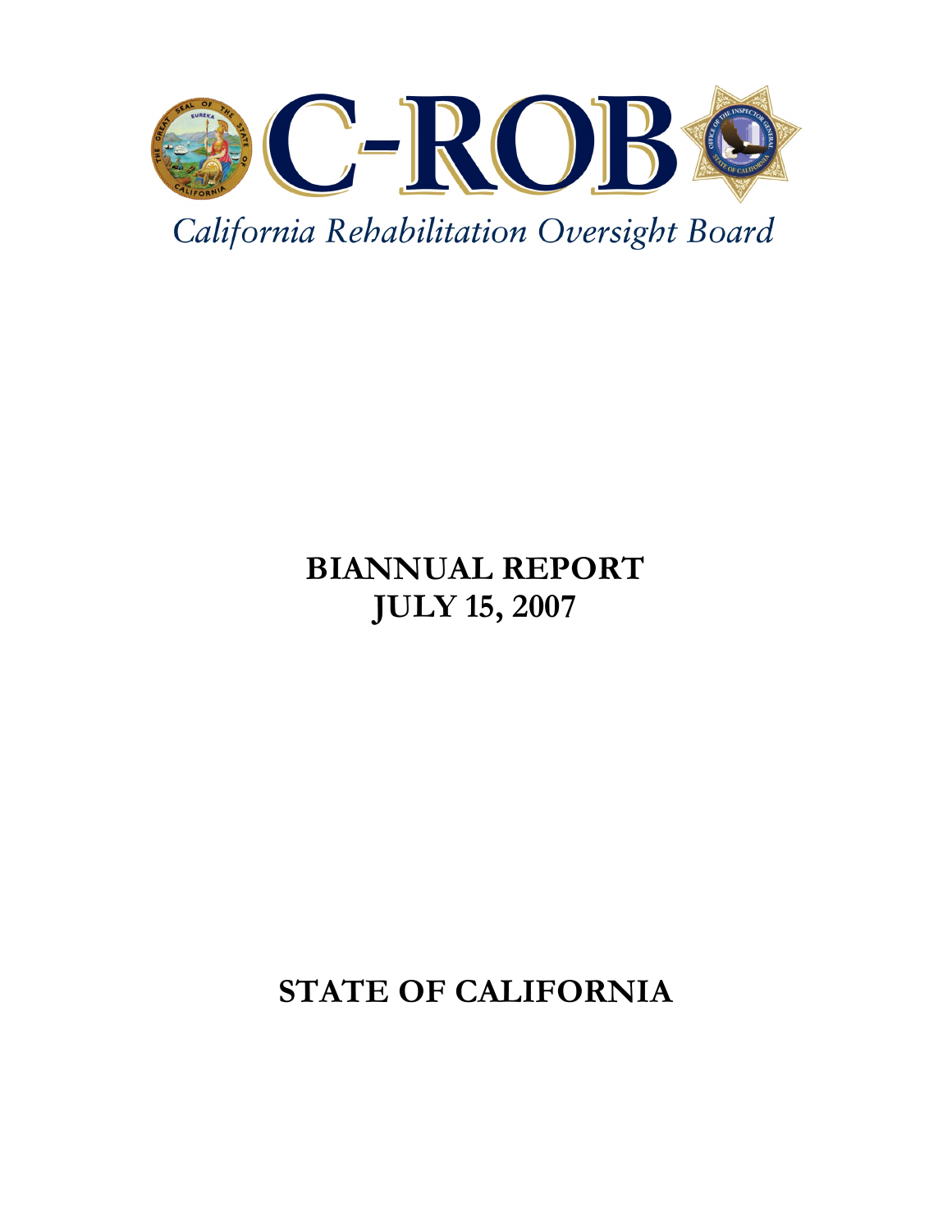# C-ROB

*California Rehabilitation Oversight Board*

## BIANNUAL REPORT
## JULY 15, 2007

## STATE OF CALIFORNIA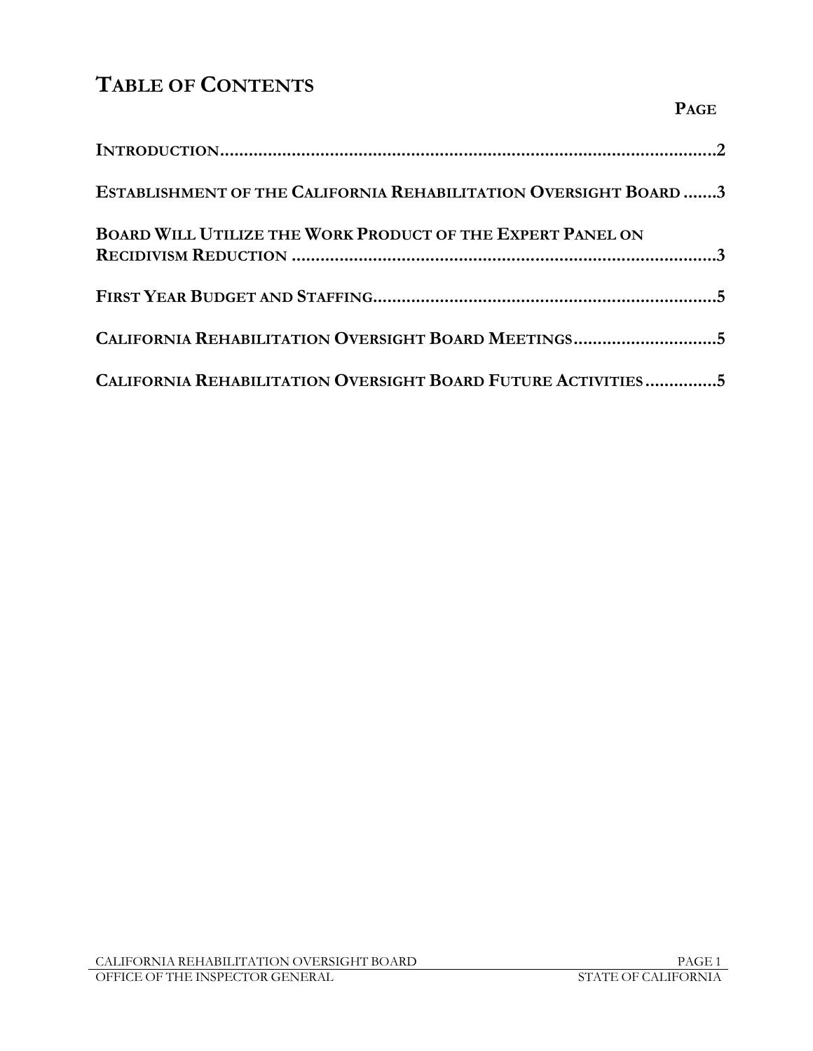# TABLE OF CONTENTS

| | PAGE |
|---|---|
| INTRODUCTION | 2 |
| ESTABLISHMENT OF THE CALIFORNIA REHABILITATION OVERSIGHT BOARD | 3 |
| BOARD WILL UTILIZE THE WORK PRODUCT OF THE EXPERT PANEL ON RECIDIVISM REDUCTION | 3 |
| FIRST YEAR BUDGET AND STAFFING | 5 |
| CALIFORNIA REHABILITATION OVERSIGHT BOARD MEETINGS | 5 |
| CALIFORNIA REHABILITATION OVERSIGHT BOARD FUTURE ACTIVITIES | 5 |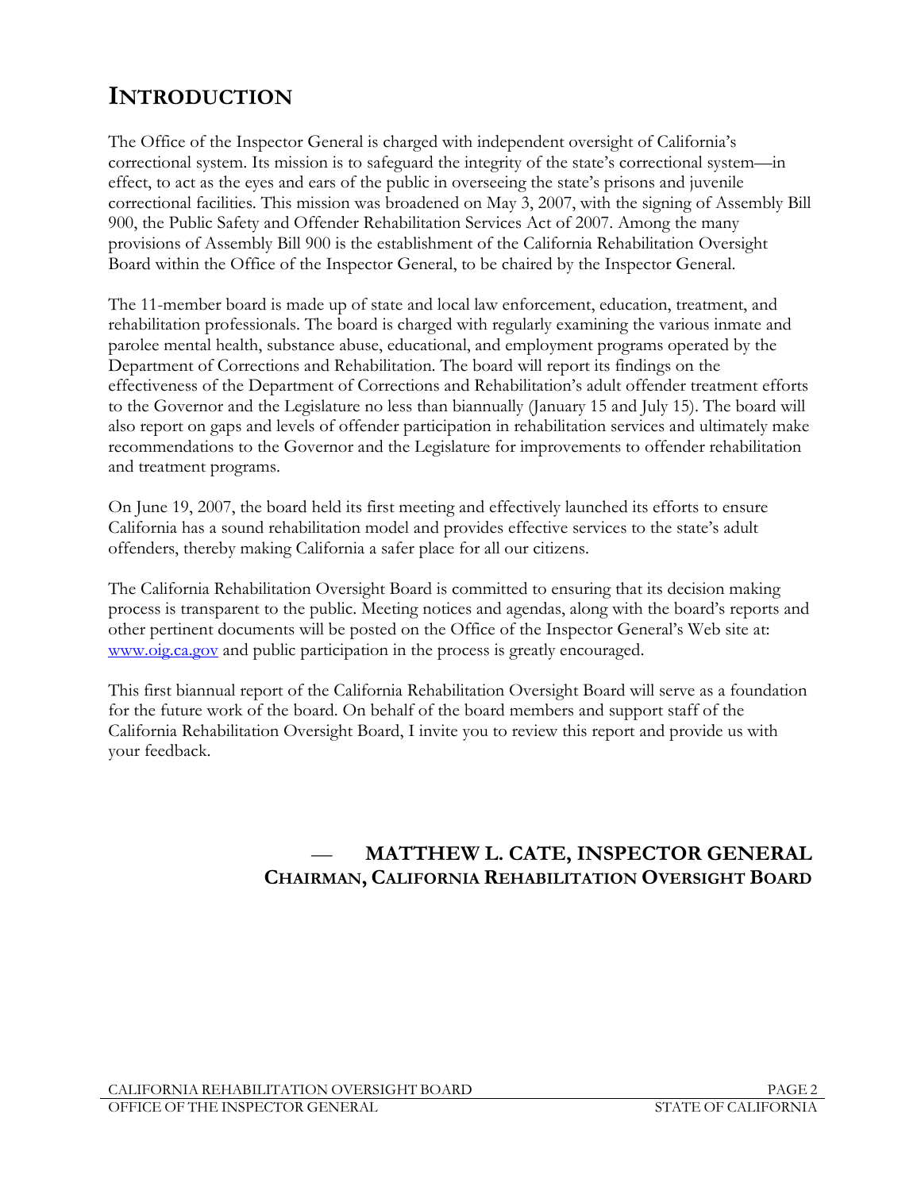# INTRODUCTION

The Office of the Inspector General is charged with independent oversight of California's correctional system. Its mission is to safeguard the integrity of the state's correctional system—in effect, to act as the eyes and ears of the public in overseeing the state's prisons and juvenile correctional facilities. This mission was broadened on May 3, 2007, with the signing of Assembly Bill 900, the Public Safety and Offender Rehabilitation Services Act of 2007. Among the many provisions of Assembly Bill 900 is the establishment of the California Rehabilitation Oversight Board within the Office of the Inspector General, to be chaired by the Inspector General.

The 11-member board is made up of state and local law enforcement, education, treatment, and rehabilitation professionals. The board is charged with regularly examining the various inmate and parolee mental health, substance abuse, educational, and employment programs operated by the Department of Corrections and Rehabilitation. The board will report its findings on the effectiveness of the Department of Corrections and Rehabilitation's adult offender treatment efforts to the Governor and the Legislature no less than biannually (January 15 and July 15). The board will also report on gaps and levels of offender participation in rehabilitation services and ultimately make recommendations to the Governor and the Legislature for improvements to offender rehabilitation and treatment programs.

On June 19, 2007, the board held its first meeting and effectively launched its efforts to ensure California has a sound rehabilitation model and provides effective services to the state's adult offenders, thereby making California a safer place for all our citizens.

The California Rehabilitation Oversight Board is committed to ensuring that its decision making process is transparent to the public. Meeting notices and agendas, along with the board's reports and other pertinent documents will be posted on the Office of the Inspector General's Web site at: [www.oig.ca.gov](http://www.oig.ca.gov) and public participation in the process is greatly encouraged.

This first biannual report of the California Rehabilitation Oversight Board will serve as a foundation for the future work of the board. On behalf of the board members and support staff of the California Rehabilitation Oversight Board, I invite you to review this report and provide us with your feedback.

— **MATTHEW L. CATE, INSPECTOR GENERAL**
**CHAIRMAN, CALIFORNIA REHABILITATION OVERSIGHT BOARD**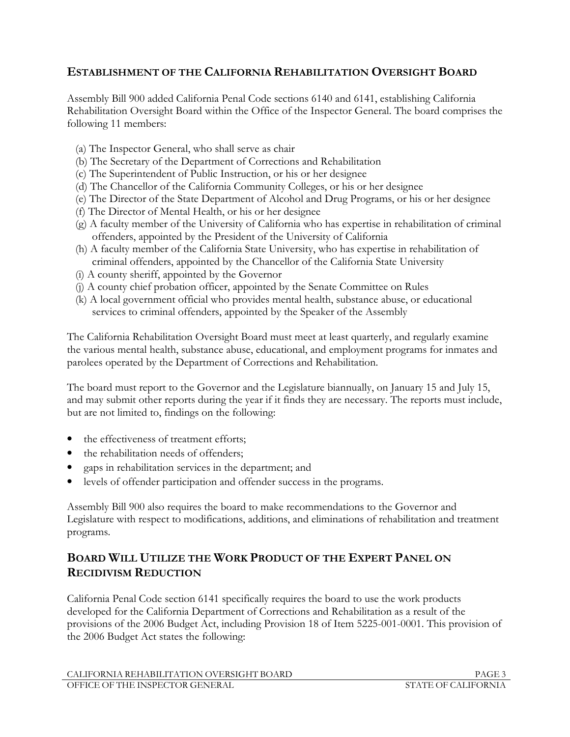## Establishment of the California Rehabilitation Oversight Board

Assembly Bill 900 added California Penal Code sections 6140 and 6141, establishing California Rehabilitation Oversight Board within the Office of the Inspector General. The board comprises the following 11 members:

(a) The Inspector General, who shall serve as chair  
(b) The Secretary of the Department of Corrections and Rehabilitation  
(c) The Superintendent of Public Instruction, or his or her designee  
(d) The Chancellor of the California Community Colleges, or his or her designee  
(e) The Director of the State Department of Alcohol and Drug Programs, or his or her designee  
(f) The Director of Mental Health, or his or her designee  
(g) A faculty member of the University of California who has expertise in rehabilitation of criminal offenders, appointed by the President of the University of California  
(h) A faculty member of the California State University, who has expertise in rehabilitation of criminal offenders, appointed by the Chancellor of the California State University  
(i) A county sheriff, appointed by the Governor  
(j) A county chief probation officer, appointed by the Senate Committee on Rules  
(k) A local government official who provides mental health, substance abuse, or educational services to criminal offenders, appointed by the Speaker of the Assembly

The California Rehabilitation Oversight Board must meet at least quarterly, and regularly examine the various mental health, substance abuse, educational, and employment programs for inmates and parolees operated by the Department of Corrections and Rehabilitation.

The board must report to the Governor and the Legislature biannually, on January 15 and July 15, and may submit other reports during the year if it finds they are necessary. The reports must include, but are not limited to, findings on the following:

- the effectiveness of treatment efforts;
- the rehabilitation needs of offenders;
- gaps in rehabilitation services in the department; and
- levels of offender participation and offender success in the programs.

Assembly Bill 900 also requires the board to make recommendations to the Governor and Legislature with respect to modifications, additions, and eliminations of rehabilitation and treatment programs.

## Board Will Utilize the Work Product of the Expert Panel on Recidivism Reduction

California Penal Code section 6141 specifically requires the board to use the work products developed for the California Department of Corrections and Rehabilitation as a result of the provisions of the 2006 Budget Act, including Provision 18 of Item 5225-001-0001. This provision of the 2006 Budget Act states the following: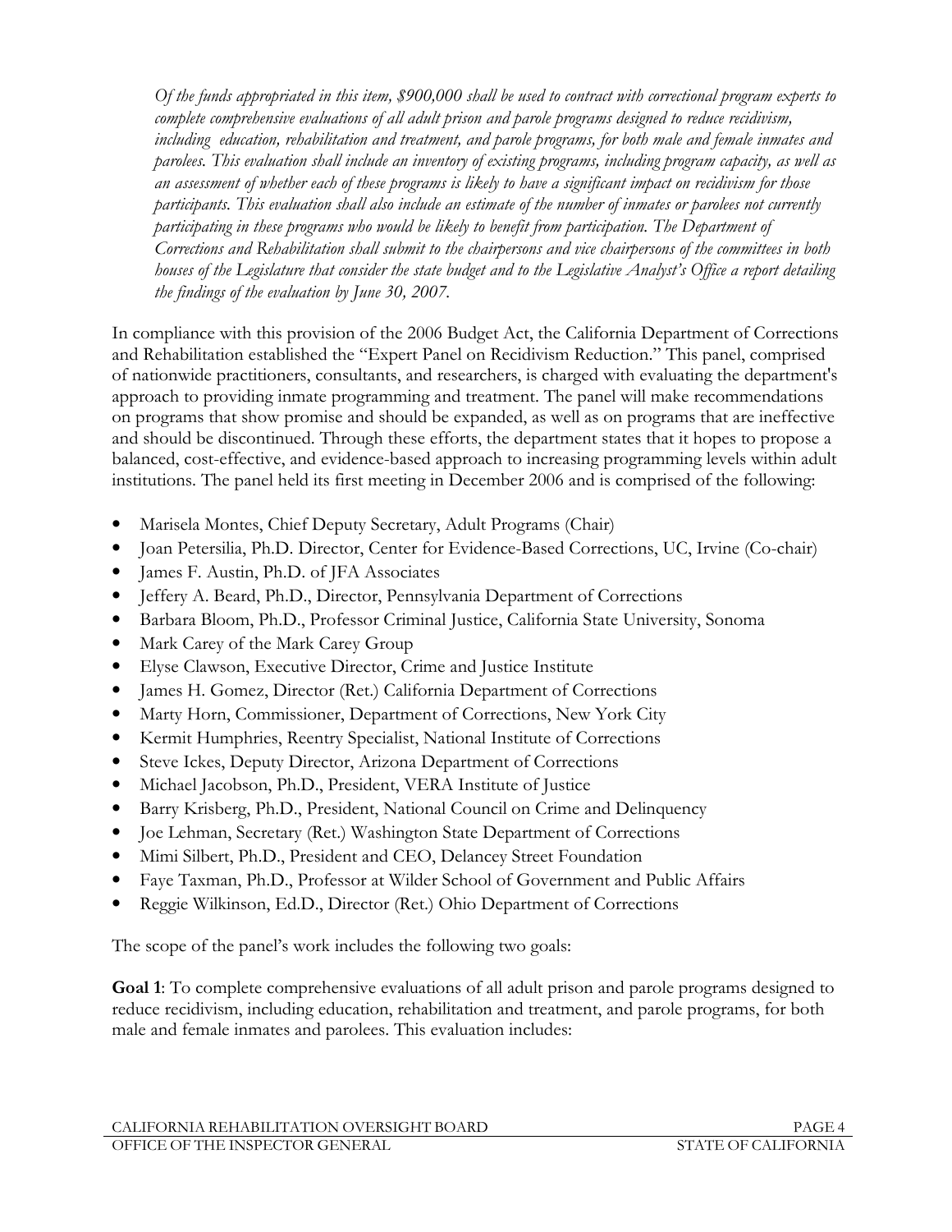*Of the funds appropriated in this item, $900,000 shall be used to contract with correctional program experts to complete comprehensive evaluations of all adult prison and parole programs designed to reduce recidivism, including education, rehabilitation and treatment, and parole programs, for both male and female inmates and parolees. This evaluation shall include an inventory of existing programs, including program capacity, as well as an assessment of whether each of these programs is likely to have a significant impact on recidivism for those participants. This evaluation shall also include an estimate of the number of inmates or parolees not currently participating in these programs who would be likely to benefit from participation. The Department of Corrections and Rehabilitation shall submit to the chairpersons and vice chairpersons of the committees in both houses of the Legislature that consider the state budget and to the Legislative Analyst's Office a report detailing the findings of the evaluation by June 30, 2007.*

In compliance with this provision of the 2006 Budget Act, the California Department of Corrections and Rehabilitation established the "Expert Panel on Recidivism Reduction." This panel, comprised of nationwide practitioners, consultants, and researchers, is charged with evaluating the department's approach to providing inmate programming and treatment. The panel will make recommendations on programs that show promise and should be expanded, as well as on programs that are ineffective and should be discontinued. Through these efforts, the department states that it hopes to propose a balanced, cost-effective, and evidence-based approach to increasing programming levels within adult institutions. The panel held its first meeting in December 2006 and is comprised of the following:

- Marisela Montes, Chief Deputy Secretary, Adult Programs (Chair)
- Joan Petersilia, Ph.D. Director, Center for Evidence-Based Corrections, UC, Irvine (Co-chair)
- James F. Austin, Ph.D. of JFA Associates
- Jeffery A. Beard, Ph.D., Director, Pennsylvania Department of Corrections
- Barbara Bloom, Ph.D., Professor Criminal Justice, California State University, Sonoma
- Mark Carey of the Mark Carey Group
- Elyse Clawson, Executive Director, Crime and Justice Institute
- James H. Gomez, Director (Ret.) California Department of Corrections
- Marty Horn, Commissioner, Department of Corrections, New York City
- Kermit Humphries, Reentry Specialist, National Institute of Corrections
- Steve Ickes, Deputy Director, Arizona Department of Corrections
- Michael Jacobson, Ph.D., President, VERA Institute of Justice
- Barry Krisberg, Ph.D., President, National Council on Crime and Delinquency
- Joe Lehman, Secretary (Ret.) Washington State Department of Corrections
- Mimi Silbert, Ph.D., President and CEO, Delancey Street Foundation
- Faye Taxman, Ph.D., Professor at Wilder School of Government and Public Affairs
- Reggie Wilkinson, Ed.D., Director (Ret.) Ohio Department of Corrections

The scope of the panel's work includes the following two goals:

**Goal 1**: To complete comprehensive evaluations of all adult prison and parole programs designed to reduce recidivism, including education, rehabilitation and treatment, and parole programs, for both male and female inmates and parolees. This evaluation includes: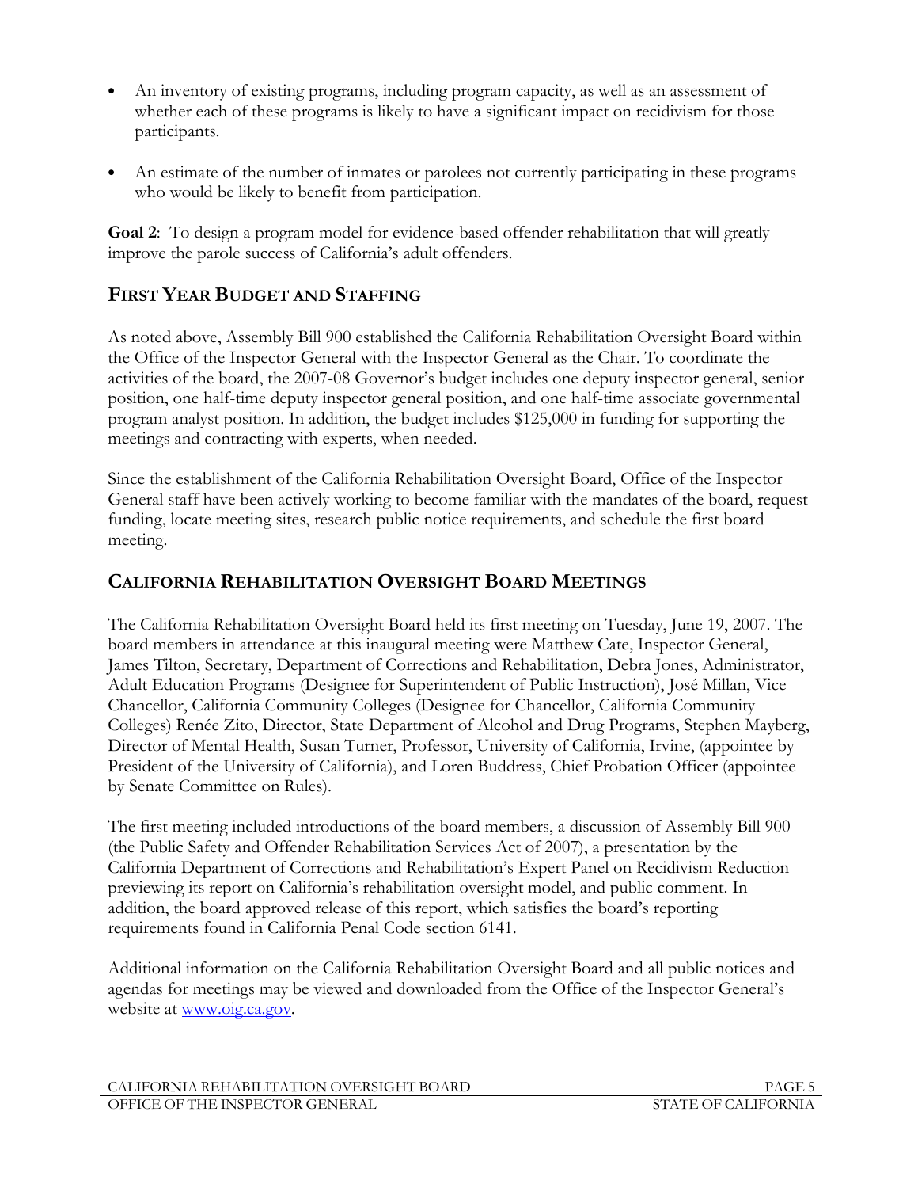- An inventory of existing programs, including program capacity, as well as an assessment of whether each of these programs is likely to have a significant impact on recidivism for those participants.
- An estimate of the number of inmates or parolees not currently participating in these programs who would be likely to benefit from participation.

**Goal 2**: To design a program model for evidence-based offender rehabilitation that will greatly improve the parole success of California's adult offenders.

## First Year Budget and Staffing

As noted above, Assembly Bill 900 established the California Rehabilitation Oversight Board within the Office of the Inspector General with the Inspector General as the Chair. To coordinate the activities of the board, the 2007-08 Governor's budget includes one deputy inspector general, senior position, one half-time deputy inspector general position, and one half-time associate governmental program analyst position. In addition, the budget includes $125,000 in funding for supporting the meetings and contracting with experts, when needed.

Since the establishment of the California Rehabilitation Oversight Board, Office of the Inspector General staff have been actively working to become familiar with the mandates of the board, request funding, locate meeting sites, research public notice requirements, and schedule the first board meeting.

## California Rehabilitation Oversight Board Meetings

The California Rehabilitation Oversight Board held its first meeting on Tuesday, June 19, 2007. The board members in attendance at this inaugural meeting were Matthew Cate, Inspector General, James Tilton, Secretary, Department of Corrections and Rehabilitation, Debra Jones, Administrator, Adult Education Programs (Designee for Superintendent of Public Instruction), José Millan, Vice Chancellor, California Community Colleges (Designee for Chancellor, California Community Colleges) Renée Zito, Director, State Department of Alcohol and Drug Programs, Stephen Mayberg, Director of Mental Health, Susan Turner, Professor, University of California, Irvine, (appointee by President of the University of California), and Loren Buddress, Chief Probation Officer (appointee by Senate Committee on Rules).

The first meeting included introductions of the board members, a discussion of Assembly Bill 900 (the Public Safety and Offender Rehabilitation Services Act of 2007), a presentation by the California Department of Corrections and Rehabilitation's Expert Panel on Recidivism Reduction previewing its report on California's rehabilitation oversight model, and public comment. In addition, the board approved release of this report, which satisfies the board's reporting requirements found in California Penal Code section 6141.

Additional information on the California Rehabilitation Oversight Board and all public notices and agendas for meetings may be viewed and downloaded from the Office of the Inspector General's website at www.oig.ca.gov.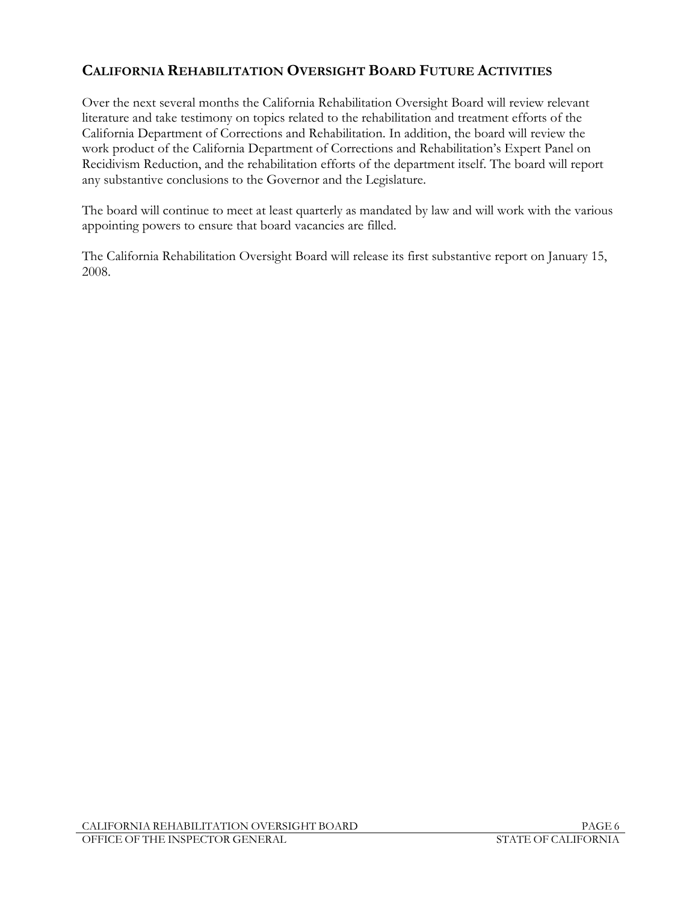## CALIFORNIA REHABILITATION OVERSIGHT BOARD FUTURE ACTIVITIES

Over the next several months the California Rehabilitation Oversight Board will review relevant literature and take testimony on topics related to the rehabilitation and treatment efforts of the California Department of Corrections and Rehabilitation. In addition, the board will review the work product of the California Department of Corrections and Rehabilitation's Expert Panel on Recidivism Reduction, and the rehabilitation efforts of the department itself. The board will report any substantive conclusions to the Governor and the Legislature.

The board will continue to meet at least quarterly as mandated by law and will work with the various appointing powers to ensure that board vacancies are filled.

The California Rehabilitation Oversight Board will release its first substantive report on January 15, 2008.